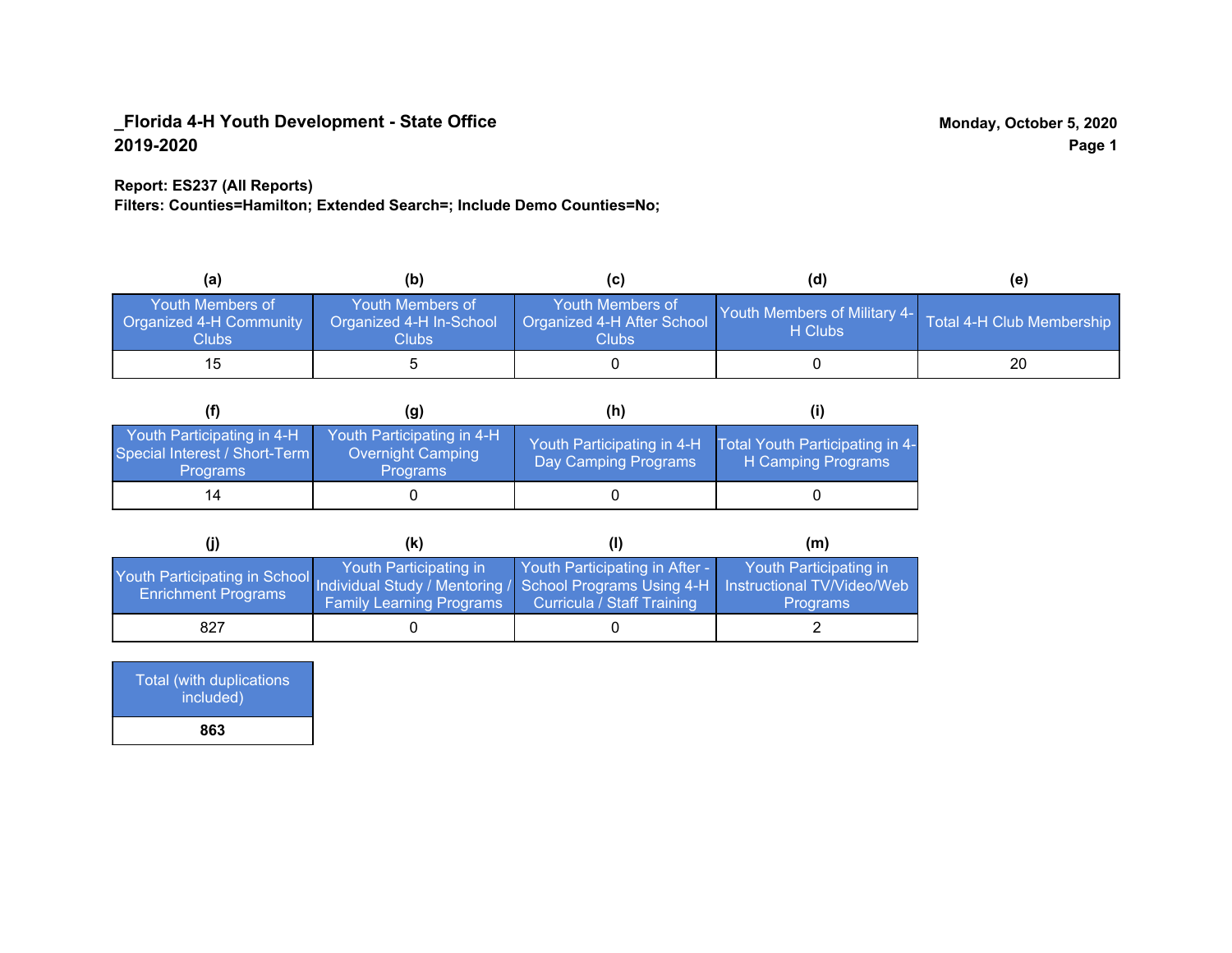**_Florida 4-H Youth Development - State Office**
**2019-2020**

**Monday, October 5, 2020**

**Report: ES237 (All Reports)**
**Filters: Counties=Hamilton; Extended Search=; Include Demo Counties=No;**

| (a) Youth Members of Organized 4-H Community Clubs | (b) Youth Members of Organized 4-H In-School Clubs | (c) Youth Members of Organized 4-H After School Clubs | (d) Youth Members of Military 4-H Clubs | (e) Total 4-H Club Membership |
|---|---|---|---|---|
| 15 | 5 | 0 | 0 | 20 |

| (f) Youth Participating in 4-H Special Interest / Short-Term Programs | (g) Youth Participating in 4-H Overnight Camping Programs | (h) Youth Participating in 4-H Day Camping Programs | (i) Total Youth Participating in 4-H Camping Programs |
|---|---|---|---|
| 14 | 0 | 0 | 0 |

| (j) Youth Participating in School Enrichment Programs | (k) Youth Participating in Individual Study / Mentoring / Family Learning Programs | (l) Youth Participating in After - School Programs Using 4-H Curricula / Staff Training | (m) Youth Participating in Instructional TV/Video/Web Programs |
|---|---|---|---|
| 827 | 0 | 0 | 2 |

| Total (with duplications included) |
|---|
| **863** |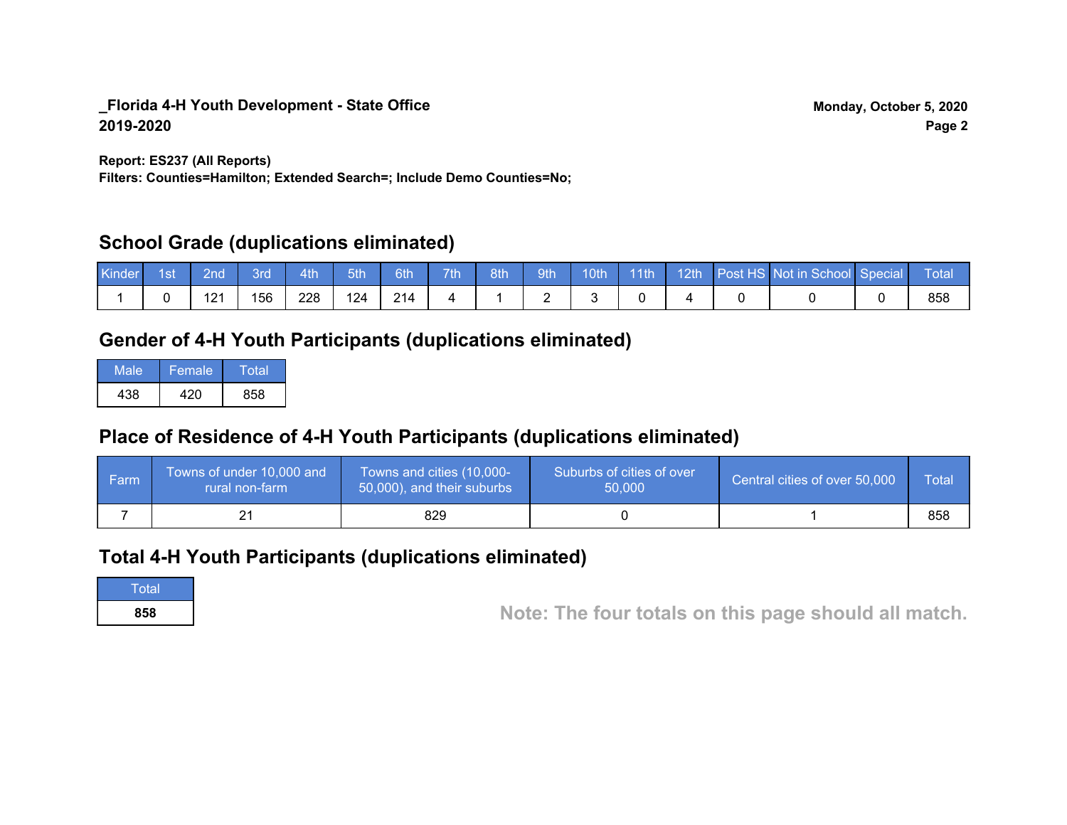**_Florida 4-H Youth Development - State Office**
**2019-2020**

**Monday, October 5, 2020**

**Report: ES237 (All Reports)**
**Filters: Counties=Hamilton; Extended Search=; Include Demo Counties=No;**

## School Grade (duplications eliminated)

| Kinder | 1st | 2nd | 3rd | 4th | 5th | 6th | 7th | 8th | 9th | 10th | 11th | 12th | Post HS | Not in School | Special | Total |
|---|---|---|---|---|---|---|---|---|---|---|---|---|---|---|---|---|
| 1 | 0 | 121 | 156 | 228 | 124 | 214 | 4 | 1 | 2 | 3 | 0 | 4 | 0 | 0 | 0 | 858 |

## Gender of 4-H Youth Participants (duplications eliminated)

| Male | Female | Total |
|---|---|---|
| 438 | 420 | 858 |

## Place of Residence of 4-H Youth Participants (duplications eliminated)

| Farm | Towns of under 10,000 and rural non-farm | Towns and cities (10,000-50,000), and their suburbs | Suburbs of cities of over 50,000 | Central cities of over 50,000 | Total |
|---|---|---|---|---|---|
| 7 | 21 | 829 | 0 | 1 | 858 |

## Total 4-H Youth Participants (duplications eliminated)

| Total |
|---|
| **858** |

**Note: The four totals on this page should all match.**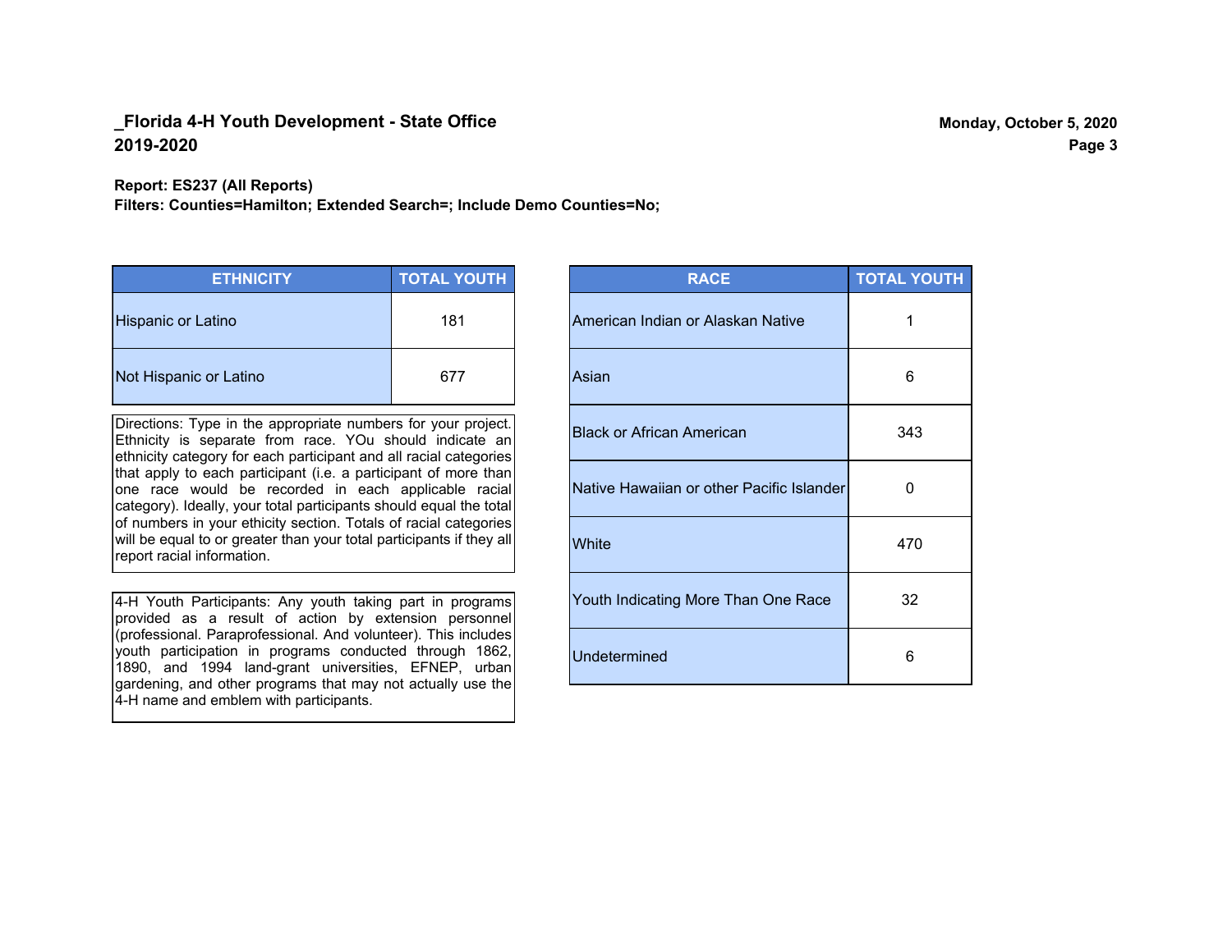# _Florida 4-H Youth Development - State Office
## 2019-2020

Monday, October 5, 2020

**Report: ES237 (All Reports)**
**Filters: Counties=Hamilton; Extended Search=; Include Demo Counties=No;**

| ETHNICITY | TOTAL YOUTH |
|---|---|
| Hispanic or Latino | 181 |
| Not Hispanic or Latino | 677 |

Directions: Type in the appropriate numbers for your project. Ethnicity is separate from race. YOu should indicate an ethnicity category for each participant and all racial categories that apply to each participant (i.e. a participant of more than one race would be recorded in each applicable racial category). Ideally, your total participants should equal the total of numbers in your ethicity section. Totals of racial categories will be equal to or greater than your total participants if they all report racial information.

4-H Youth Participants: Any youth taking part in programs provided as a result of action by extension personnel (professional. Paraprofessional. And volunteer). This includes youth participation in programs conducted through 1862, 1890, and 1994 land-grant universities, EFNEP, urban gardening, and other programs that may not actually use the 4-H name and emblem with participants.

| RACE | TOTAL YOUTH |
|---|---|
| American Indian or Alaskan Native | 1 |
| Asian | 6 |
| Black or African American | 343 |
| Native Hawaiian or other Pacific Islander | 0 |
| White | 470 |
| Youth Indicating More Than One Race | 32 |
| Undetermined | 6 |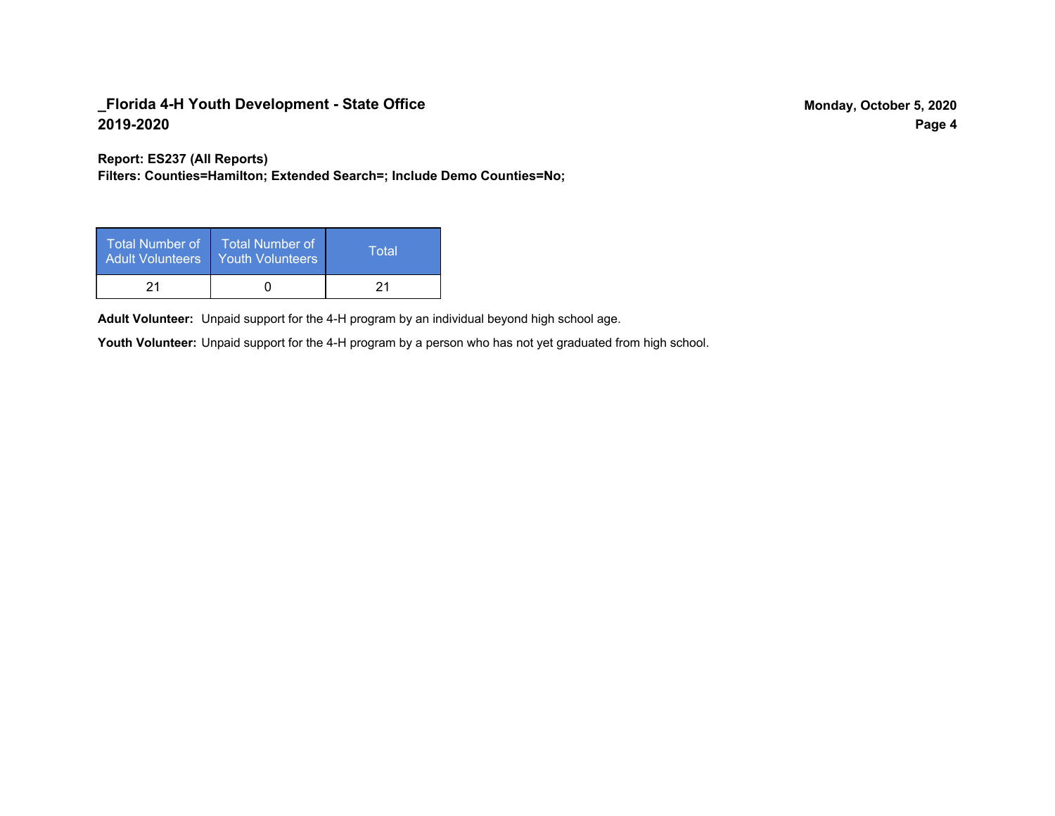**Report: ES237 (All Reports)**
**Filters: Counties=Hamilton; Extended Search=; Include Demo Counties=No;**

| Total Number of Adult Volunteers | Total Number of Youth Volunteers | Total |
|---|---|---|
| 21 | 0 | 21 |

**Adult Volunteer:** Unpaid support for the 4-H program by an individual beyond high school age.

**Youth Volunteer:** Unpaid support for the 4-H program by a person who has not yet graduated from high school.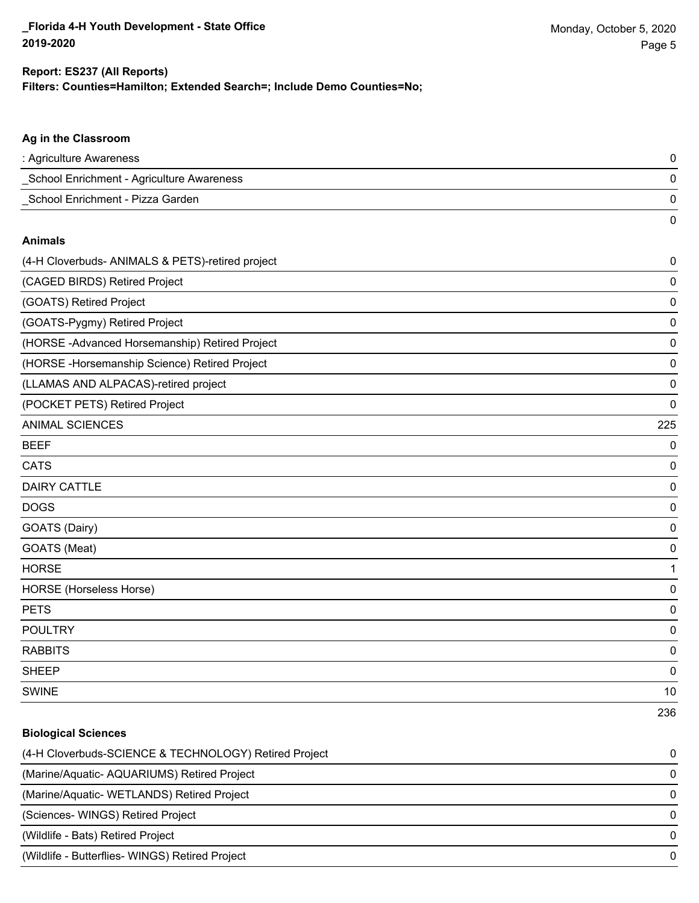**Report: ES237 (All Reports)**
**Filters: Counties=Hamilton; Extended Search=; Include Demo Counties=No;**

### Ag in the Classroom

| | |
|---|---|
| : Agriculture Awareness | 0 |
| _School Enrichment - Agriculture Awareness | 0 |
| _School Enrichment - Pizza Garden | 0 |
| | 0 |

### Animals

| | |
|---|---|
| (4-H Cloverbuds- ANIMALS & PETS)-retired project | 0 |
| (CAGED BIRDS) Retired Project | 0 |
| (GOATS) Retired Project | 0 |
| (GOATS-Pygmy) Retired Project | 0 |
| (HORSE -Advanced Horsemanship) Retired Project | 0 |
| (HORSE -Horsemanship Science) Retired Project | 0 |
| (LLAMAS AND ALPACAS)-retired project | 0 |
| (POCKET PETS) Retired Project | 0 |
| ANIMAL SCIENCES | 225 |
| BEEF | 0 |
| CATS | 0 |
| DAIRY CATTLE | 0 |
| DOGS | 0 |
| GOATS (Dairy) | 0 |
| GOATS (Meat) | 0 |
| HORSE | 1 |
| HORSE (Horseless Horse) | 0 |
| PETS | 0 |
| POULTRY | 0 |
| RABBITS | 0 |
| SHEEP | 0 |
| SWINE | 10 |
| | 236 |

### Biological Sciences

| | |
|---|---|
| (4-H Cloverbuds-SCIENCE & TECHNOLOGY) Retired Project | 0 |
| (Marine/Aquatic- AQUARIUMS) Retired Project | 0 |
| (Marine/Aquatic- WETLANDS) Retired Project | 0 |
| (Sciences- WINGS) Retired Project | 0 |
| (Wildlife - Bats) Retired Project | 0 |
| (Wildlife - Butterflies- WINGS) Retired Project | 0 |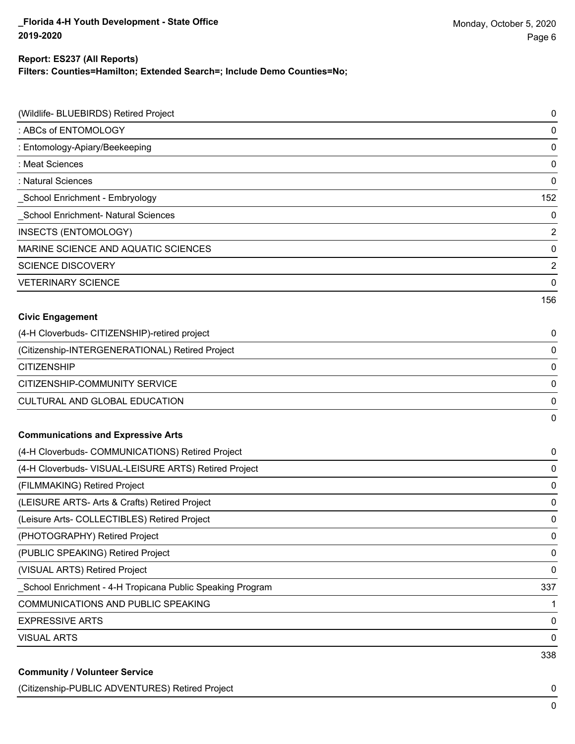**Report: ES237 (All Reports)**
**Filters: Counties=Hamilton; Extended Search=; Include Demo Counties=No;**

| | |
|---|---|
| (Wildlife- BLUEBIRDS) Retired Project | 0 |
| : ABCs of ENTOMOLOGY | 0 |
| : Entomology-Apiary/Beekeeping | 0 |
| : Meat Sciences | 0 |
| : Natural Sciences | 0 |
| _School Enrichment - Embryology | 152 |
| _School Enrichment- Natural Sciences | 0 |
| INSECTS (ENTOMOLOGY) | 2 |
| MARINE SCIENCE AND AQUATIC SCIENCES | 0 |
| SCIENCE DISCOVERY | 2 |
| VETERINARY SCIENCE | 0 |
| | 156 |

**Civic Engagement**

| | |
|---|---|
| (4-H Cloverbuds- CITIZENSHIP)-retired project | 0 |
| (Citizenship-INTERGENERATIONAL) Retired Project | 0 |
| CITIZENSHIP | 0 |
| CITIZENSHIP-COMMUNITY SERVICE | 0 |
| CULTURAL AND GLOBAL EDUCATION | 0 |
| | 0 |

**Communications and Expressive Arts**

| | |
|---|---|
| (4-H Cloverbuds- COMMUNICATIONS) Retired Project | 0 |
| (4-H Cloverbuds- VISUAL-LEISURE ARTS) Retired Project | 0 |
| (FILMMAKING) Retired Project | 0 |
| (LEISURE ARTS- Arts & Crafts) Retired Project | 0 |
| (Leisure Arts- COLLECTIBLES) Retired Project | 0 |
| (PHOTOGRAPHY) Retired Project | 0 |
| (PUBLIC SPEAKING) Retired Project | 0 |
| (VISUAL ARTS) Retired Project | 0 |
| _School Enrichment - 4-H Tropicana Public Speaking Program | 337 |
| COMMUNICATIONS AND PUBLIC SPEAKING | 1 |
| EXPRESSIVE ARTS | 0 |
| VISUAL ARTS | 0 |
| | 338 |

**Community / Volunteer Service**

| | |
|---|---|
| (Citizenship-PUBLIC ADVENTURES) Retired Project | 0 |
| | 0 |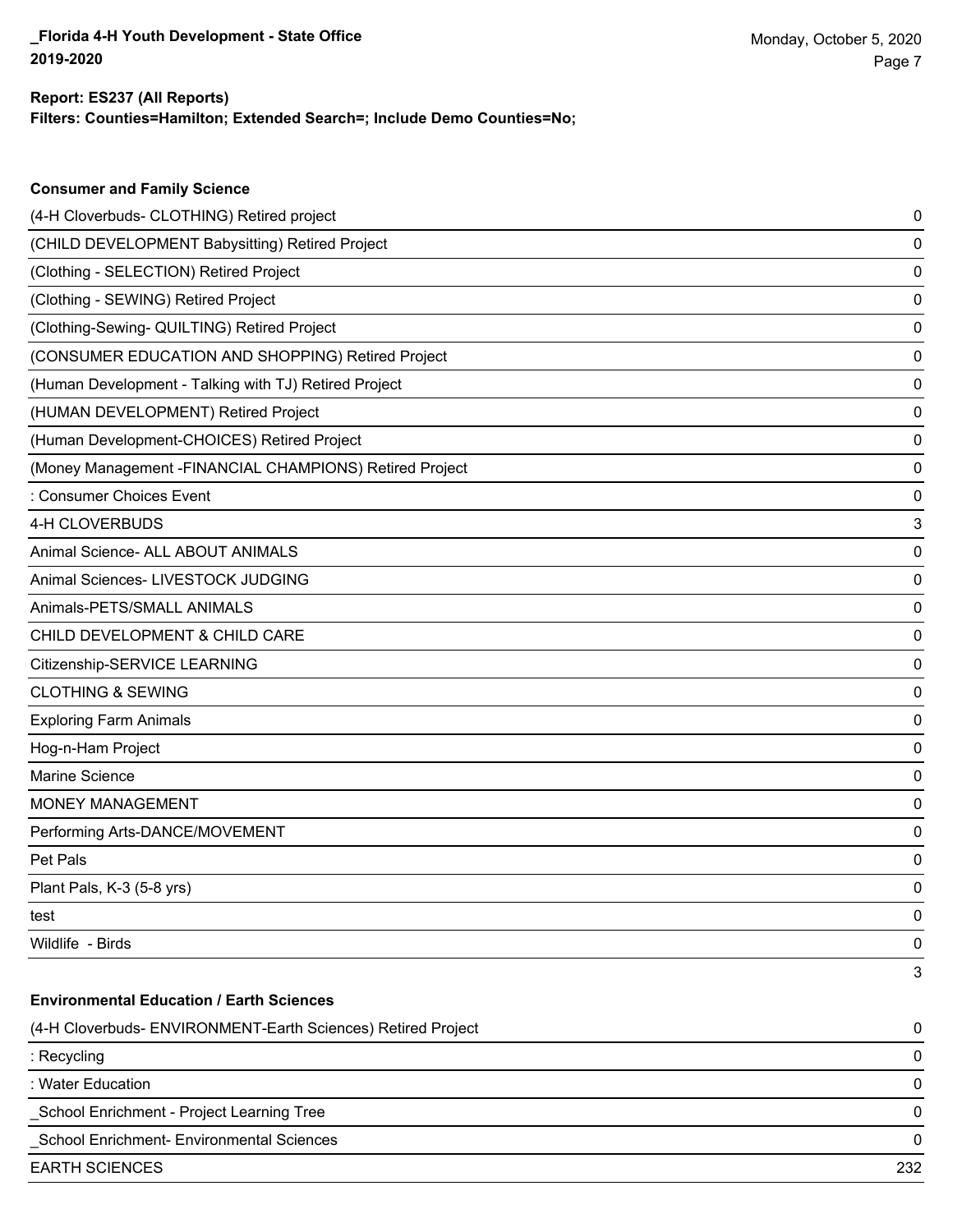**Report: ES237 (All Reports)**
**Filters: Counties=Hamilton; Extended Search=; Include Demo Counties=No;**

### Consumer and Family Science

| | |
|---|---|
| (4-H Cloverbuds- CLOTHING) Retired project | 0 |
| (CHILD DEVELOPMENT Babysitting) Retired Project | 0 |
| (Clothing - SELECTION) Retired Project | 0 |
| (Clothing - SEWING) Retired Project | 0 |
| (Clothing-Sewing- QUILTING) Retired Project | 0 |
| (CONSUMER EDUCATION AND SHOPPING) Retired Project | 0 |
| (Human Development - Talking with TJ) Retired Project | 0 |
| (HUMAN DEVELOPMENT) Retired Project | 0 |
| (Human Development-CHOICES) Retired Project | 0 |
| (Money Management -FINANCIAL CHAMPIONS) Retired Project | 0 |
| : Consumer Choices Event | 0 |
| 4-H CLOVERBUDS | 3 |
| Animal Science- ALL ABOUT ANIMALS | 0 |
| Animal Sciences- LIVESTOCK JUDGING | 0 |
| Animals-PETS/SMALL ANIMALS | 0 |
| CHILD DEVELOPMENT & CHILD CARE | 0 |
| Citizenship-SERVICE LEARNING | 0 |
| CLOTHING & SEWING | 0 |
| Exploring Farm Animals | 0 |
| Hog-n-Ham Project | 0 |
| Marine Science | 0 |
| MONEY MANAGEMENT | 0 |
| Performing Arts-DANCE/MOVEMENT | 0 |
| Pet Pals | 0 |
| Plant Pals, K-3 (5-8 yrs) | 0 |
| test | 0 |
| Wildlife - Birds | 0 |
| | 3 |

### Environmental Education / Earth Sciences

| | |
|---|---|
| (4-H Cloverbuds- ENVIRONMENT-Earth Sciences) Retired Project | 0 |
| : Recycling | 0 |
| : Water Education | 0 |
| _School Enrichment - Project Learning Tree | 0 |
| _School Enrichment- Environmental Sciences | 0 |
| EARTH SCIENCES | 232 |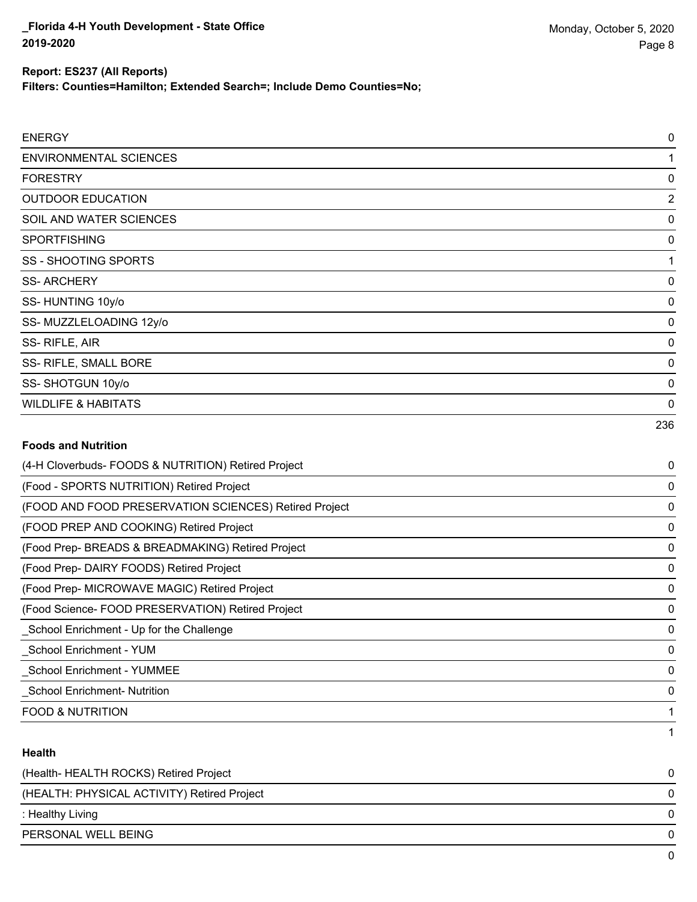| | |
|---|---|
| ENERGY | 0 |
| ENVIRONMENTAL SCIENCES | 1 |
| FORESTRY | 0 |
| OUTDOOR EDUCATION | 2 |
| SOIL AND WATER SCIENCES | 0 |
| SPORTFISHING | 0 |
| SS - SHOOTING SPORTS | 1 |
| SS- ARCHERY | 0 |
| SS- HUNTING 10y/o | 0 |
| SS- MUZZLELOADING 12y/o | 0 |
| SS- RIFLE, AIR | 0 |
| SS- RIFLE, SMALL BORE | 0 |
| SS- SHOTGUN 10y/o | 0 |
| WILDLIFE & HABITATS | 0 |
| | 236 |

**Foods and Nutrition**

| | |
|---|---|
| (4-H Cloverbuds- FOODS & NUTRITION) Retired Project | 0 |
| (Food - SPORTS NUTRITION) Retired Project | 0 |
| (FOOD AND FOOD PRESERVATION SCIENCES) Retired Project | 0 |
| (FOOD PREP AND COOKING) Retired Project | 0 |
| (Food Prep- BREADS & BREADMAKING) Retired Project | 0 |
| (Food Prep- DAIRY FOODS) Retired Project | 0 |
| (Food Prep- MICROWAVE MAGIC) Retired Project | 0 |
| (Food Science- FOOD PRESERVATION) Retired Project | 0 |
| _School Enrichment - Up for the Challenge | 0 |
| _School Enrichment - YUM | 0 |
| _School Enrichment - YUMMEE | 0 |
| _School Enrichment- Nutrition | 0 |
| FOOD & NUTRITION | 1 |
| | 1 |

**Health**

| | |
|---|---|
| (Health- HEALTH ROCKS) Retired Project | 0 |
| (HEALTH: PHYSICAL ACTIVITY) Retired Project | 0 |
| : Healthy Living | 0 |
| PERSONAL WELL BEING | 0 |
| | 0 |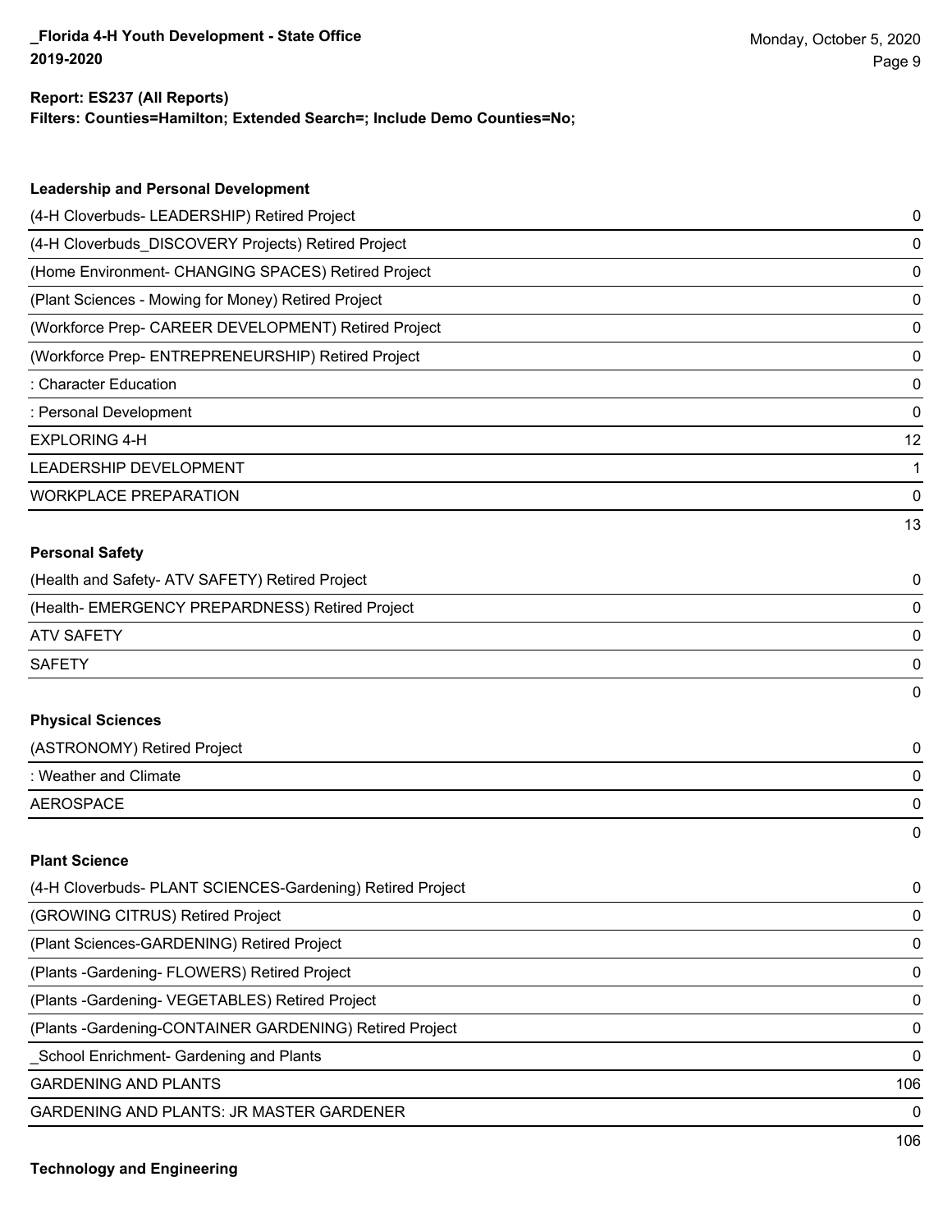**Report: ES237 (All Reports)**
**Filters: Counties=Hamilton; Extended Search=; Include Demo Counties=No;**

### Leadership and Personal Development

| | |
|---|---|
| (4-H Cloverbuds- LEADERSHIP) Retired Project | 0 |
| (4-H Cloverbuds_DISCOVERY Projects) Retired Project | 0 |
| (Home Environment- CHANGING SPACES) Retired Project | 0 |
| (Plant Sciences - Mowing for Money) Retired Project | 0 |
| (Workforce Prep- CAREER DEVELOPMENT) Retired Project | 0 |
| (Workforce Prep- ENTREPRENEURSHIP) Retired Project | 0 |
| : Character Education | 0 |
| : Personal Development | 0 |
| EXPLORING 4-H | 12 |
| LEADERSHIP DEVELOPMENT | 1 |
| WORKPLACE PREPARATION | 0 |
| | 13 |

### Personal Safety

| | |
|---|---|
| (Health and Safety- ATV SAFETY) Retired Project | 0 |
| (Health- EMERGENCY PREPARDNESS) Retired Project | 0 |
| ATV SAFETY | 0 |
| SAFETY | 0 |
| | 0 |

### Physical Sciences

| | |
|---|---|
| (ASTRONOMY) Retired Project | 0 |
| : Weather and Climate | 0 |
| AEROSPACE | 0 |
| | 0 |

### Plant Science

| | |
|---|---|
| (4-H Cloverbuds- PLANT SCIENCES-Gardening) Retired Project | 0 |
| (GROWING CITRUS) Retired Project | 0 |
| (Plant Sciences-GARDENING) Retired Project | 0 |
| (Plants -Gardening- FLOWERS) Retired Project | 0 |
| (Plants -Gardening- VEGETABLES) Retired Project | 0 |
| (Plants -Gardening-CONTAINER GARDENING) Retired Project | 0 |
| _School Enrichment- Gardening and Plants | 0 |
| GARDENING AND PLANTS | 106 |
| GARDENING AND PLANTS: JR MASTER GARDENER | 0 |
| | 106 |

### Technology and Engineering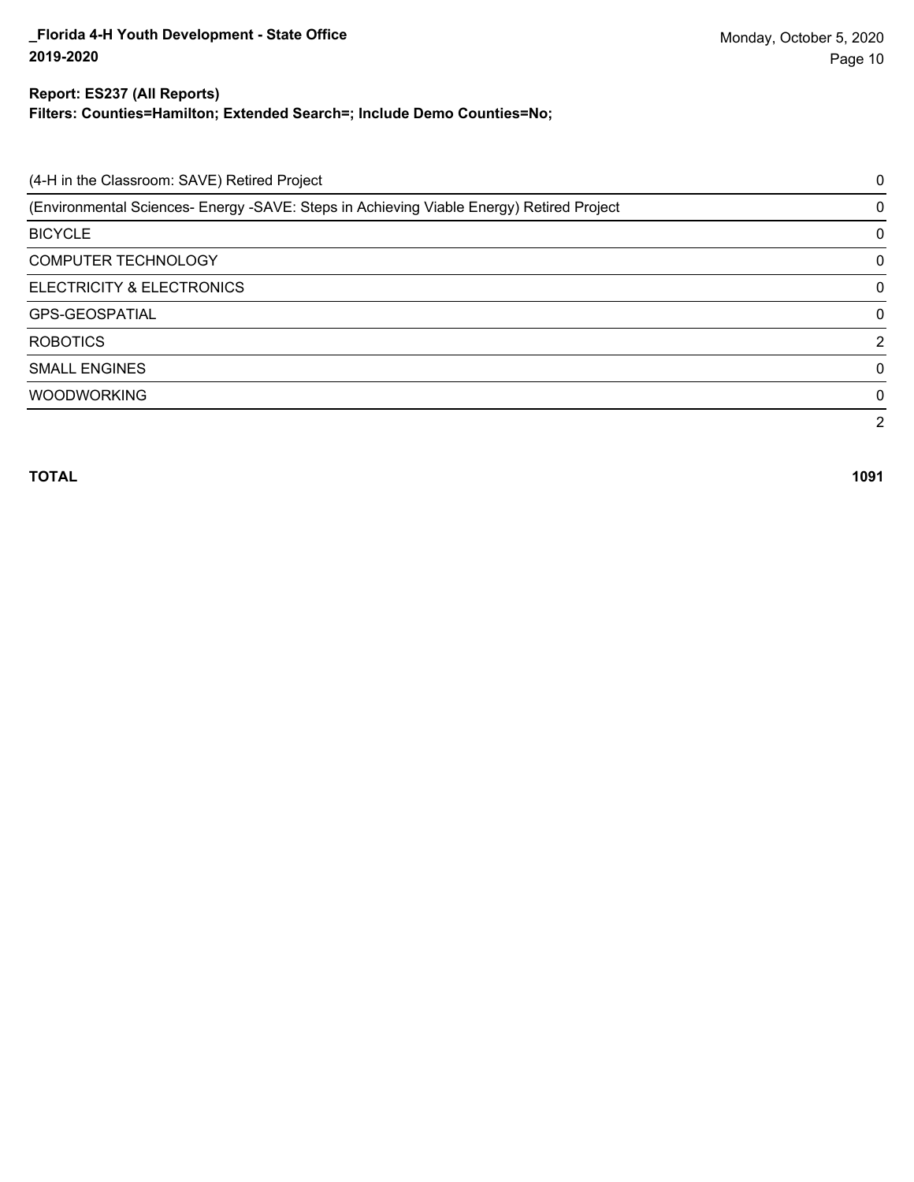**Report: ES237 (All Reports)**
**Filters: Counties=Hamilton; Extended Search=; Include Demo Counties=No;**

| | |
|---|---|
| (4-H in the Classroom: SAVE) Retired Project | 0 |
| (Environmental Sciences- Energy -SAVE: Steps in Achieving Viable Energy) Retired Project | 0 |
| BICYCLE | 0 |
| COMPUTER TECHNOLOGY | 0 |
| ELECTRICITY & ELECTRONICS | 0 |
| GPS-GEOSPATIAL | 0 |
| ROBOTICS | 2 |
| SMALL ENGINES | 0 |
| WOODWORKING | 0 |
| | 2 |

**TOTAL** **1091**